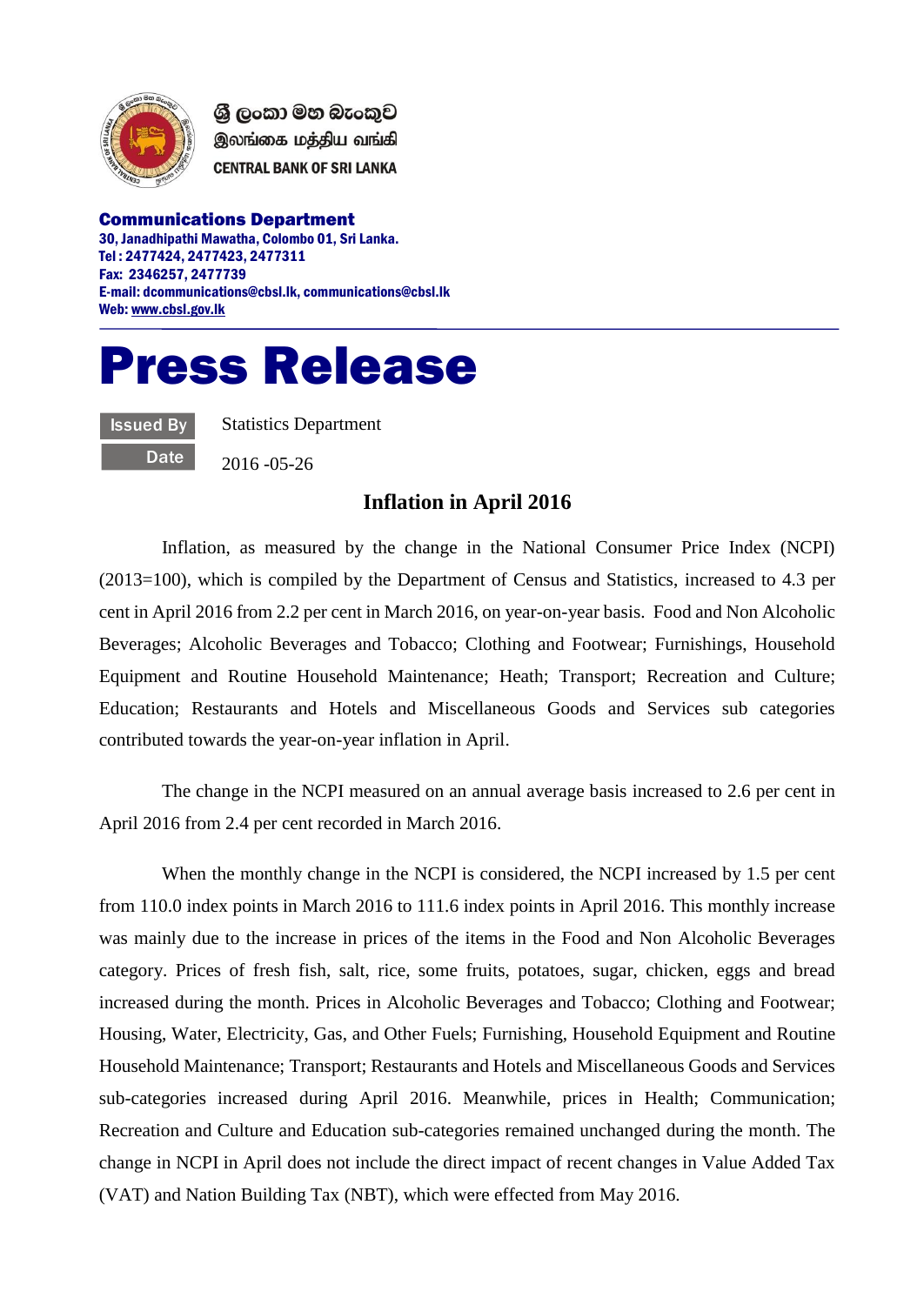ශ්‍රී ලංකා මහ බැංකුව
இலங்கை மத்திய வங்கி
CENTRAL BANK OF SRI LANKA

**Communications Department**
**30, Janadhipathi Mawatha, Colombo 01, Sri Lanka.**
**Tel : 2477424, 2477423, 2477311**
**Fax: 2346257, 2477739**
**E-mail: dcommunications@cbsl.lk, communications@cbsl.lk**
**Web: www.cbsl.gov.lk**

# Press Release

| | |
|---|---|
| **Issued By** | Statistics Department |
| **Date** | 2016 -05-26 |

## Inflation in April 2016

Inflation, as measured by the change in the National Consumer Price Index (NCPI) (2013=100), which is compiled by the Department of Census and Statistics, increased to 4.3 per cent in April 2016 from 2.2 per cent in March 2016, on year-on-year basis. Food and Non Alcoholic Beverages; Alcoholic Beverages and Tobacco; Clothing and Footwear; Furnishings, Household Equipment and Routine Household Maintenance; Heath; Transport; Recreation and Culture; Education; Restaurants and Hotels and Miscellaneous Goods and Services sub categories contributed towards the year-on-year inflation in April.

The change in the NCPI measured on an annual average basis increased to 2.6 per cent in April 2016 from 2.4 per cent recorded in March 2016.

When the monthly change in the NCPI is considered, the NCPI increased by 1.5 per cent from 110.0 index points in March 2016 to 111.6 index points in April 2016. This monthly increase was mainly due to the increase in prices of the items in the Food and Non Alcoholic Beverages category. Prices of fresh fish, salt, rice, some fruits, potatoes, sugar, chicken, eggs and bread increased during the month. Prices in Alcoholic Beverages and Tobacco; Clothing and Footwear; Housing, Water, Electricity, Gas, and Other Fuels; Furnishing, Household Equipment and Routine Household Maintenance; Transport; Restaurants and Hotels and Miscellaneous Goods and Services sub-categories increased during April 2016. Meanwhile, prices in Health; Communication; Recreation and Culture and Education sub-categories remained unchanged during the month. The change in NCPI in April does not include the direct impact of recent changes in Value Added Tax (VAT) and Nation Building Tax (NBT), which were effected from May 2016.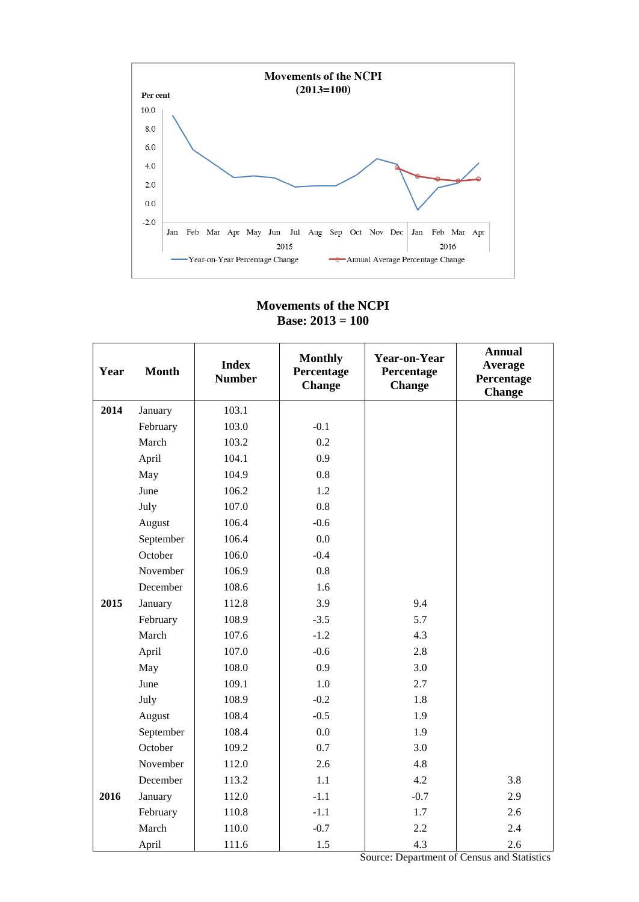Movements of the NCPI
(2013=100)

Per cent

10.0
8.0
6.0
4.0
2.0
0.0
-2.0

Jan Feb Mar Apr May Jun Jul Aug Sep Oct Nov Dec Jan Feb Mar Apr

2015 2016

Year-on-Year Percentage Change
Annual Average Percentage Change

## Movements of the NCPI
## Base: 2013 = 100

| Year | Month | Index Number | Monthly Percentage Change | Year-on-Year Percentage Change | Annual Average Percentage Change |
|---|---|---|---|---|---|
| 2014 | January | 103.1 | | | |
| | February | 103.0 | -0.1 | | |
| | March | 103.2 | 0.2 | | |
| | April | 104.1 | 0.9 | | |
| | May | 104.9 | 0.8 | | |
| | June | 106.2 | 1.2 | | |
| | July | 107.0 | 0.8 | | |
| | August | 106.4 | -0.6 | | |
| | September | 106.4 | 0.0 | | |
| | October | 106.0 | -0.4 | | |
| | November | 106.9 | 0.8 | | |
| | December | 108.6 | 1.6 | | |
| 2015 | January | 112.8 | 3.9 | 9.4 | |
| | February | 108.9 | -3.5 | 5.7 | |
| | March | 107.6 | -1.2 | 4.3 | |
| | April | 107.0 | -0.6 | 2.8 | |
| | May | 108.0 | 0.9 | 3.0 | |
| | June | 109.1 | 1.0 | 2.7 | |
| | July | 108.9 | -0.2 | 1.8 | |
| | August | 108.4 | -0.5 | 1.9 | |
| | September | 108.4 | 0.0 | 1.9 | |
| | October | 109.2 | 0.7 | 3.0 | |
| | November | 112.0 | 2.6 | 4.8 | |
| | December | 113.2 | 1.1 | 4.2 | 3.8 |
| 2016 | January | 112.0 | -1.1 | -0.7 | 2.9 |
| | February | 110.8 | -1.1 | 1.7 | 2.6 |
| | March | 110.0 | -0.7 | 2.2 | 2.4 |
| | April | 111.6 | 1.5 | 4.3 | 2.6 |

Source: Department of Census and Statistics